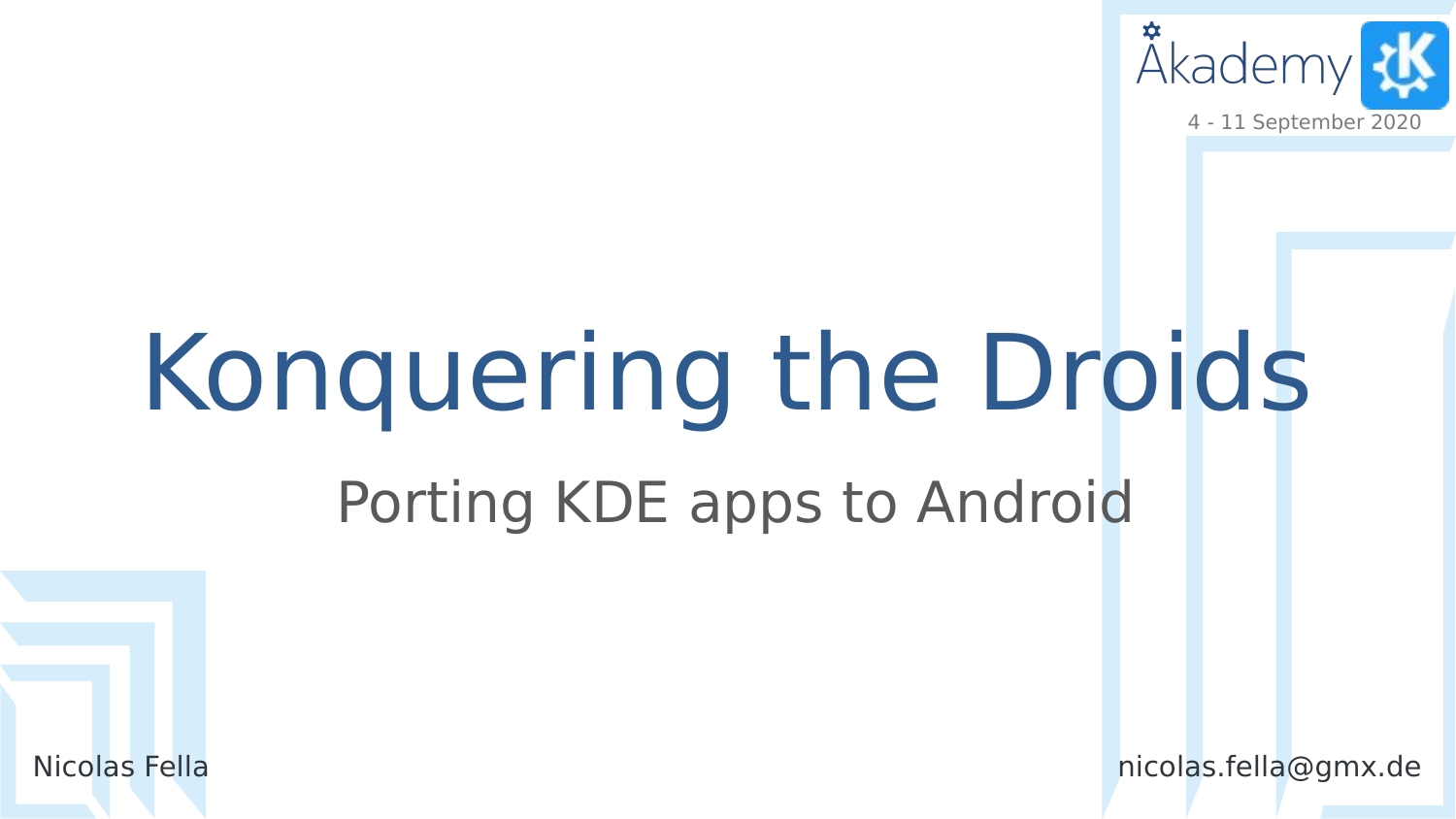Akademy

4 - 11 September 2020

# Konquering the Droids

## Porting KDE apps to Android

Nicolas Fella

nicolas.fella@gmx.de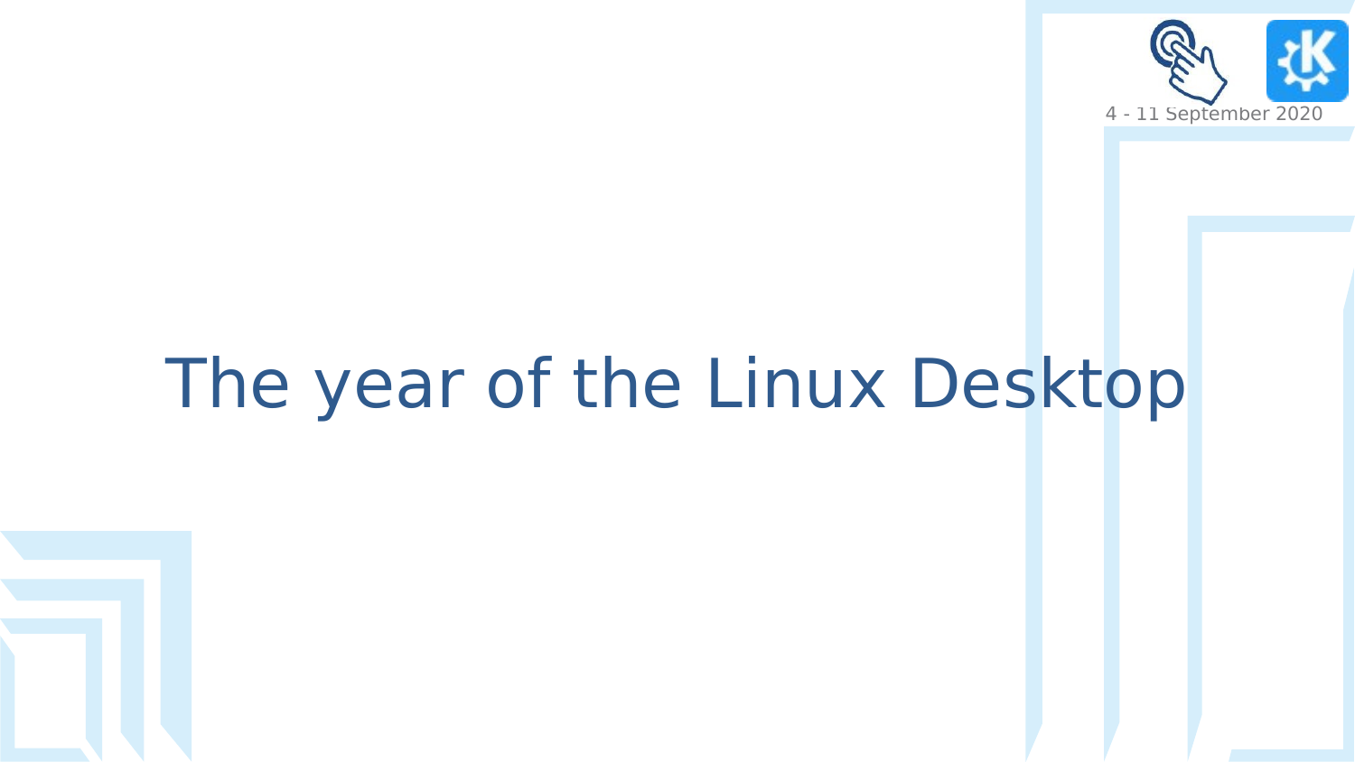# The year of the Linux Desktop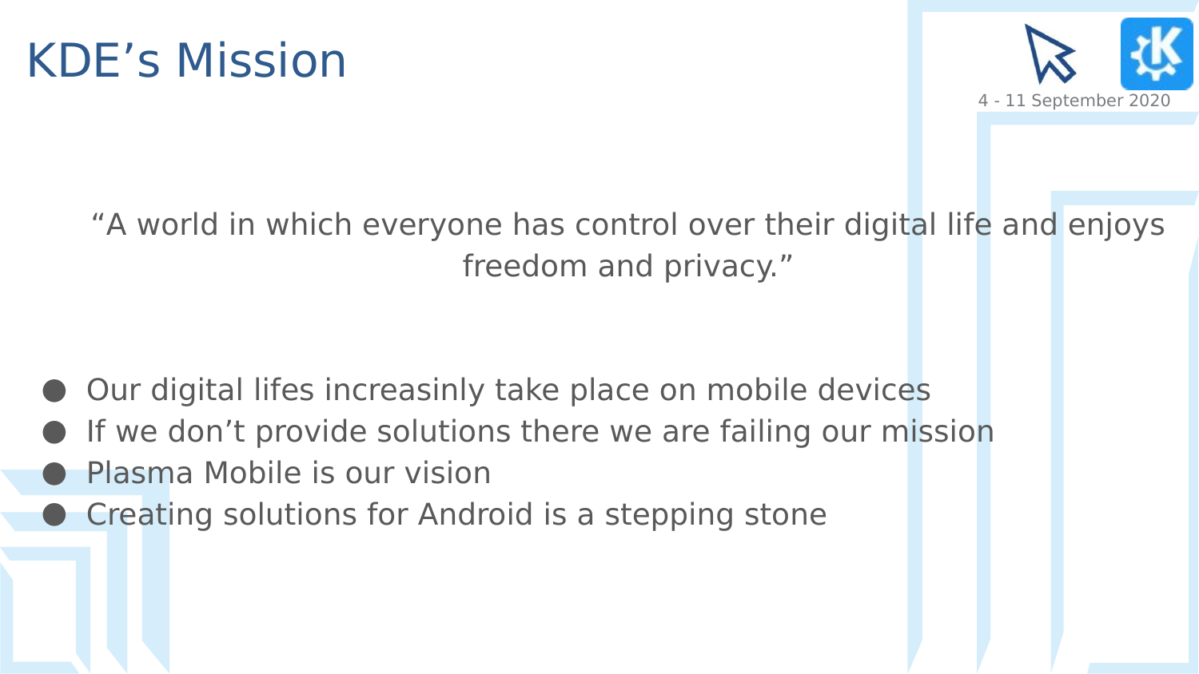# KDE’s Mission

“A world in which everyone has control over their digital life and enjoys freedom and privacy.”

- Our digital lifes increasinly take place on mobile devices
- If we don’t provide solutions there we are failing our mission
- Plasma Mobile is our vision
- Creating solutions for Android is a stepping stone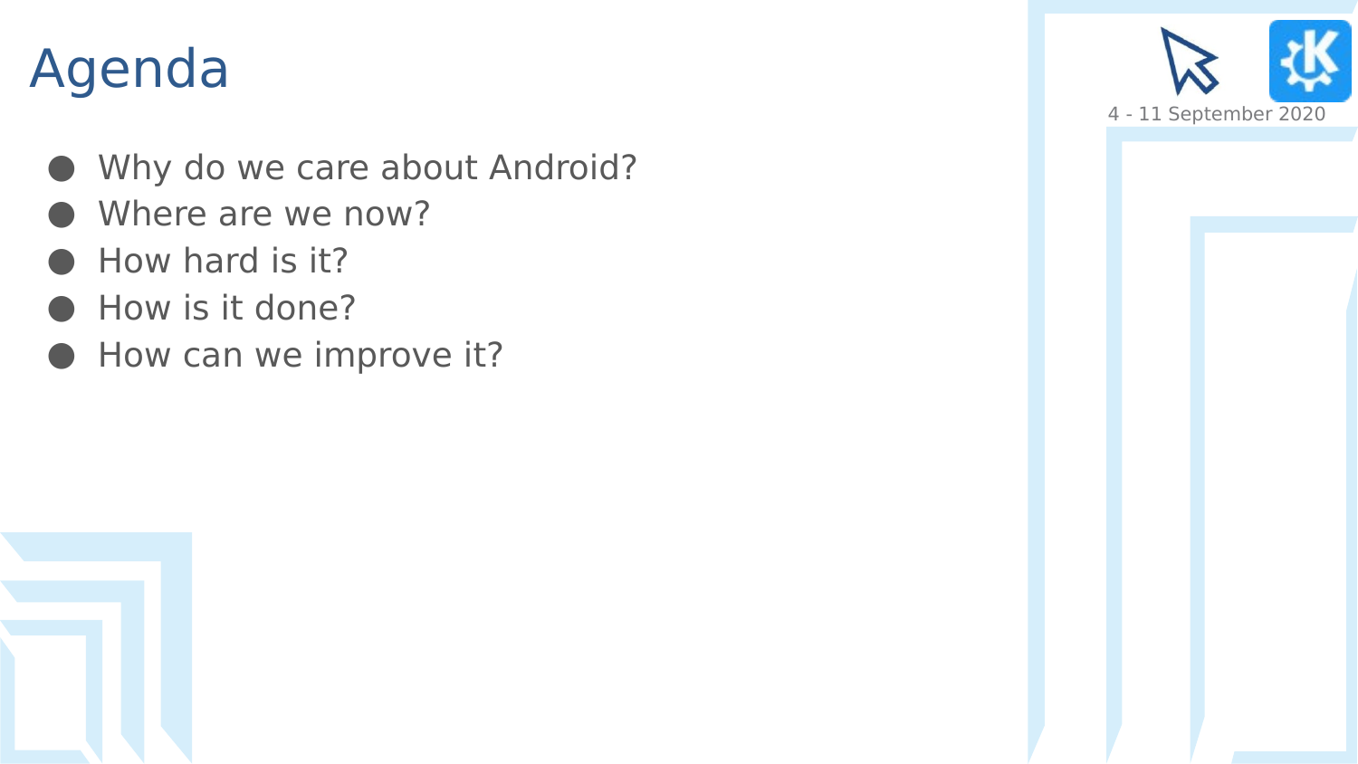# Agenda

- Why do we care about Android?
- Where are we now?
- How hard is it?
- How is it done?
- How can we improve it?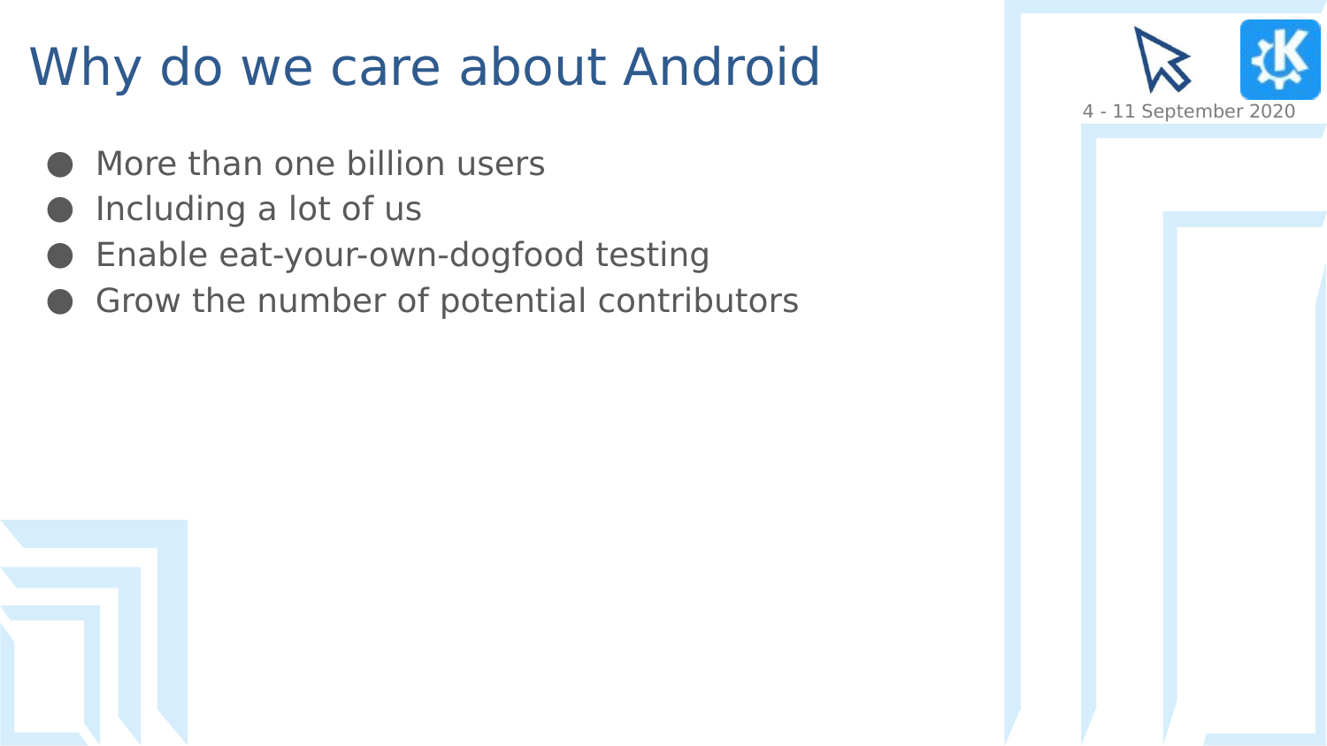# Why do we care about Android

- More than one billion users
- Including a lot of us
- Enable eat-your-own-dogfood testing
- Grow the number of potential contributors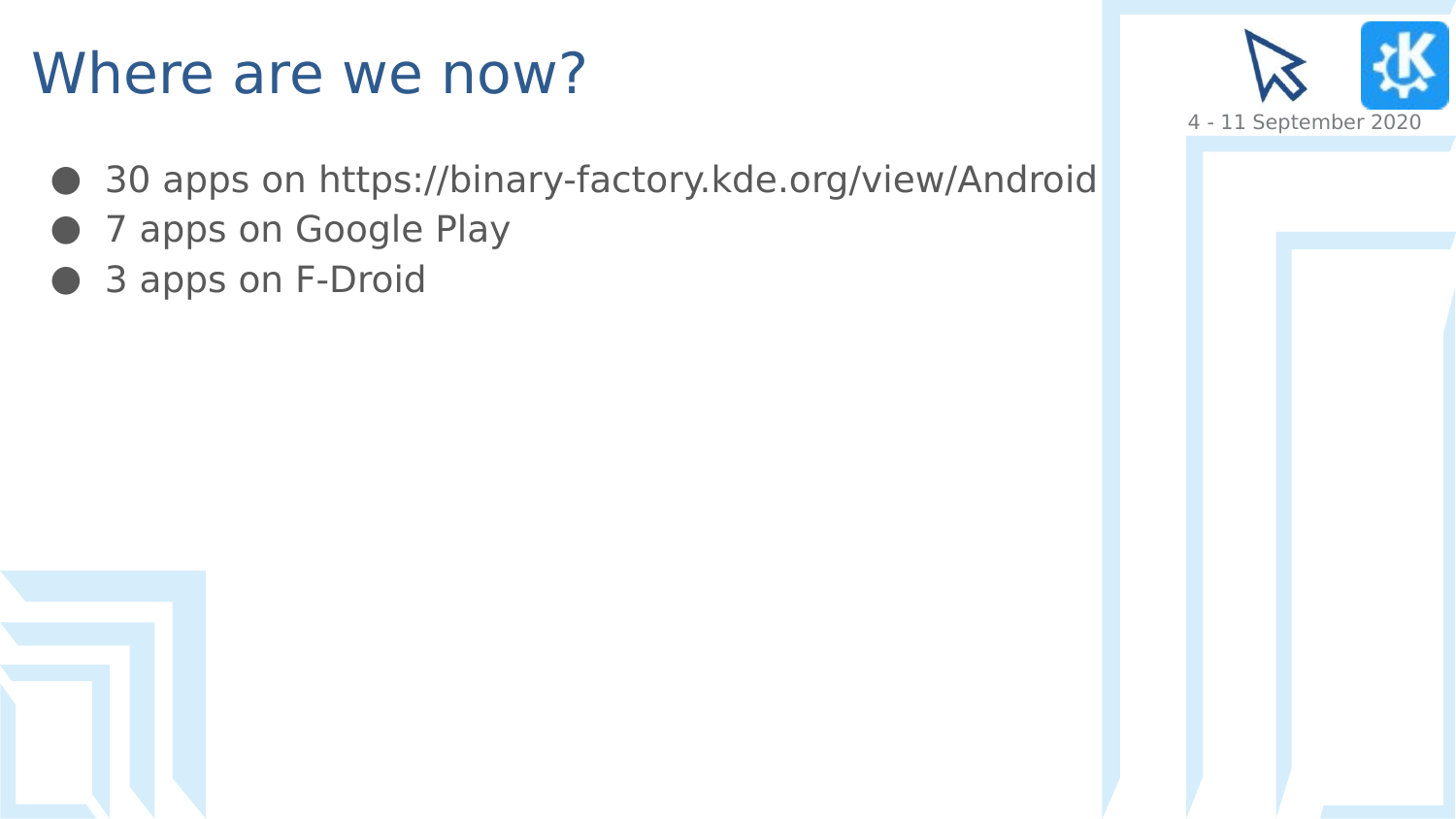# Where are we now?

- 30 apps on https://binary-factory.kde.org/view/Android
- 7 apps on Google Play
- 3 apps on F-Droid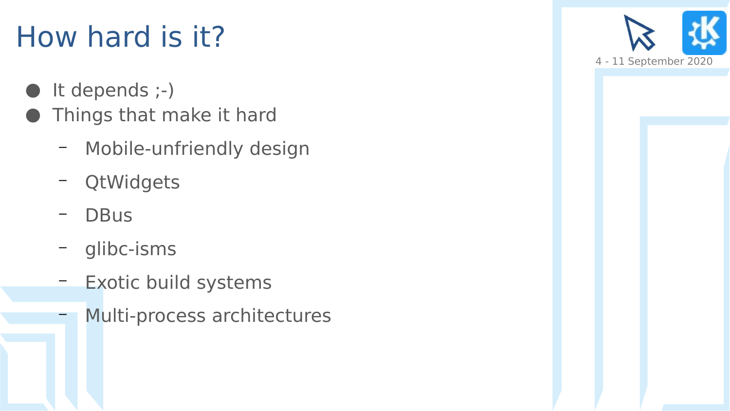# How hard is it?

- It depends ;-)
- Things that make it hard
  - Mobile-unfriendly design
  - QtWidgets
  - DBus
  - glibc-isms
  - Exotic build systems
  - Multi-process architectures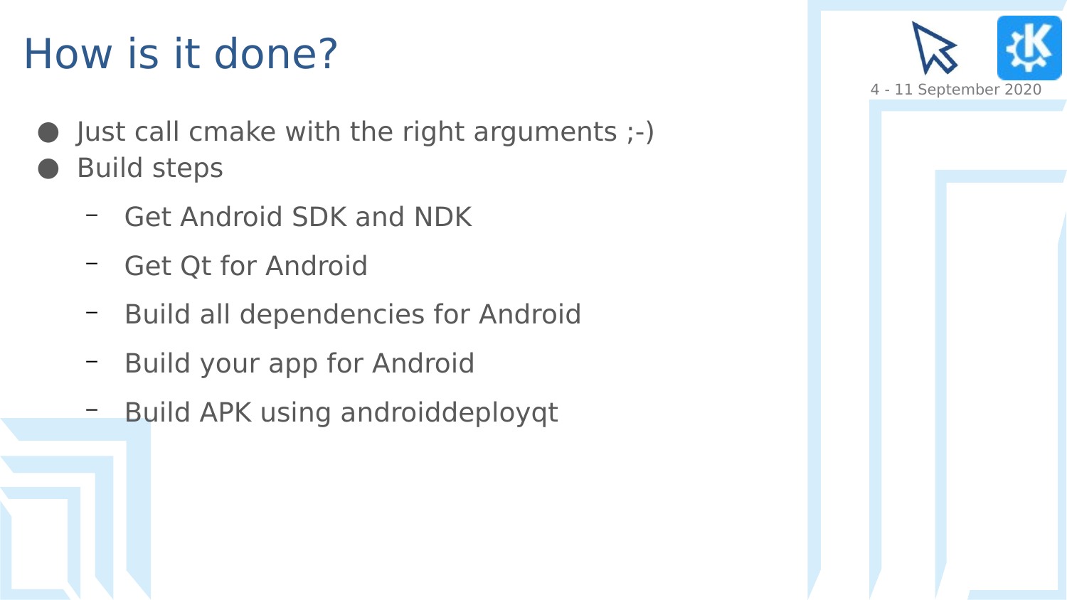# How is it done?

- Just call cmake with the right arguments ;-)
- Build steps
  - Get Android SDK and NDK
  - Get Qt for Android
  - Build all dependencies for Android
  - Build your app for Android
  - Build APK using androiddeployqt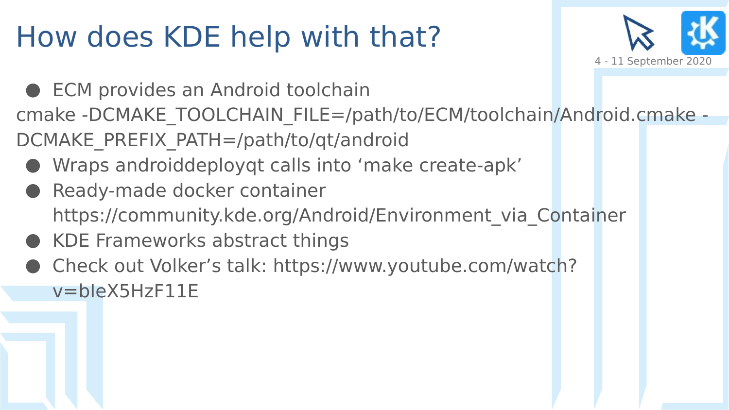# How does KDE help with that?

- ECM provides an Android toolchain

cmake -DCMAKE_TOOLCHAIN_FILE=/path/to/ECM/toolchain/Android.cmake -DCMAKE_PREFIX_PATH=/path/to/qt/android

- Wraps androiddeployqt calls into ‘make create-apk’
- Ready-made docker container https://community.kde.org/Android/Environment_via_Container
- KDE Frameworks abstract things
- Check out Volker’s talk: https://www.youtube.com/watch?v=bIeX5HzF11E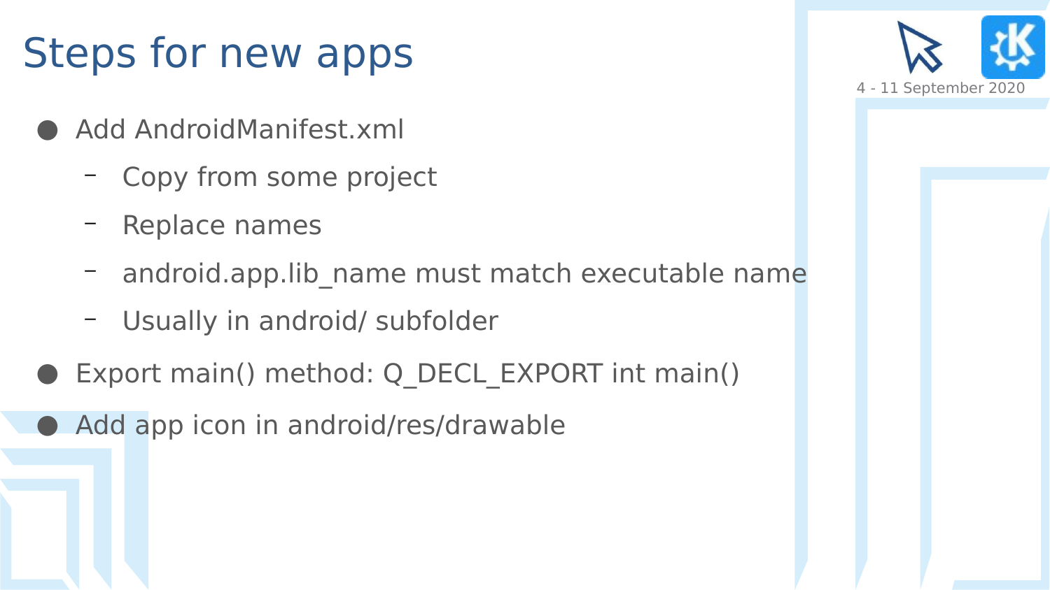# Steps for new apps

- Add AndroidManifest.xml
  - Copy from some project
  - Replace names
  - android.app.lib_name must match executable name
  - Usually in android/ subfolder
- Export main() method: Q_DECL_EXPORT int main()
- Add app icon in android/res/drawable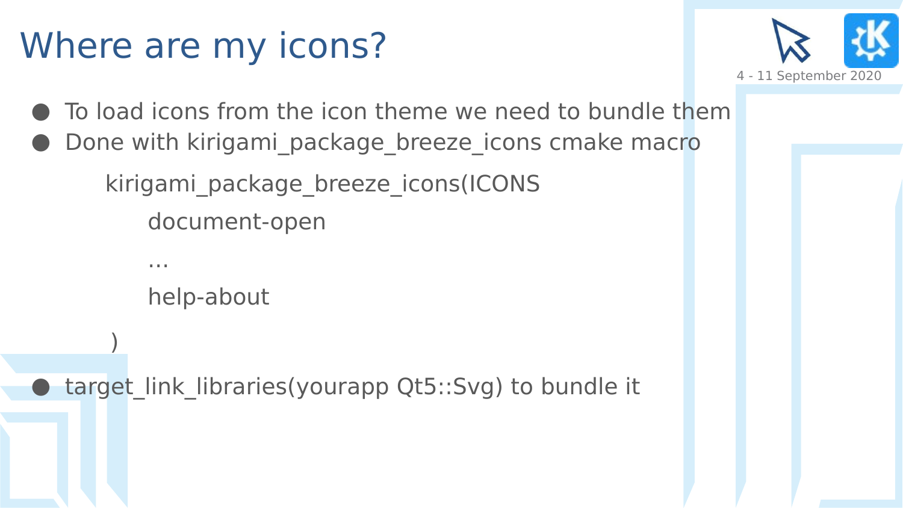# Where are my icons?

- To load icons from the icon theme we need to bundle them
- Done with kirigami_package_breeze_icons cmake macro

```
kirigami_package_breeze_icons(ICONS
    document-open
    ...
    help-about
)
```

- target_link_libraries(yourapp Qt5::Svg) to bundle it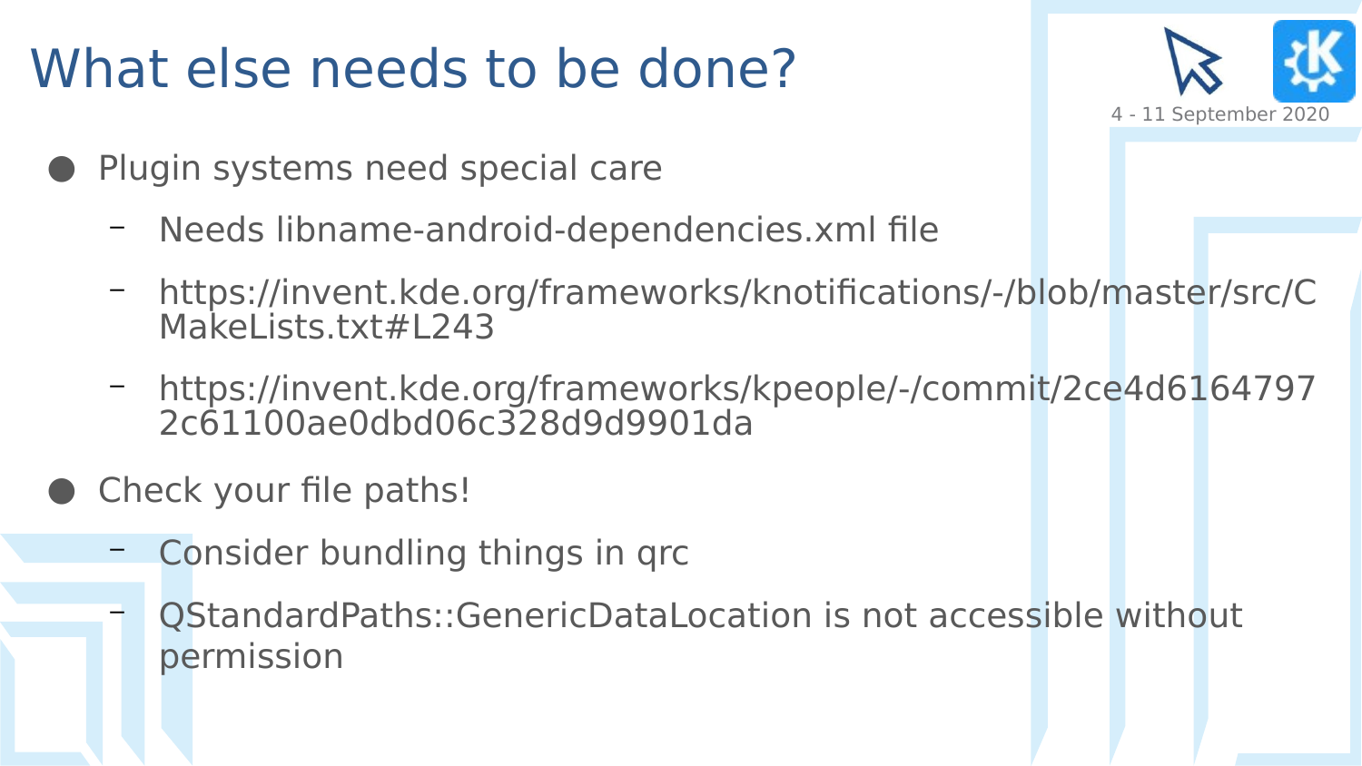# What else needs to be done?

- Plugin systems need special care
  - Needs libname-android-dependencies.xml file
  - https://invent.kde.org/frameworks/knotifications/-/blob/master/src/CMakeLists.txt#L243
  - https://invent.kde.org/frameworks/kpeople/-/commit/2ce4d61647972c61100ae0dbd06c328d9d9901da
- Check your file paths!
  - Consider bundling things in qrc
  - QStandardPaths::GenericDataLocation is not accessible without permission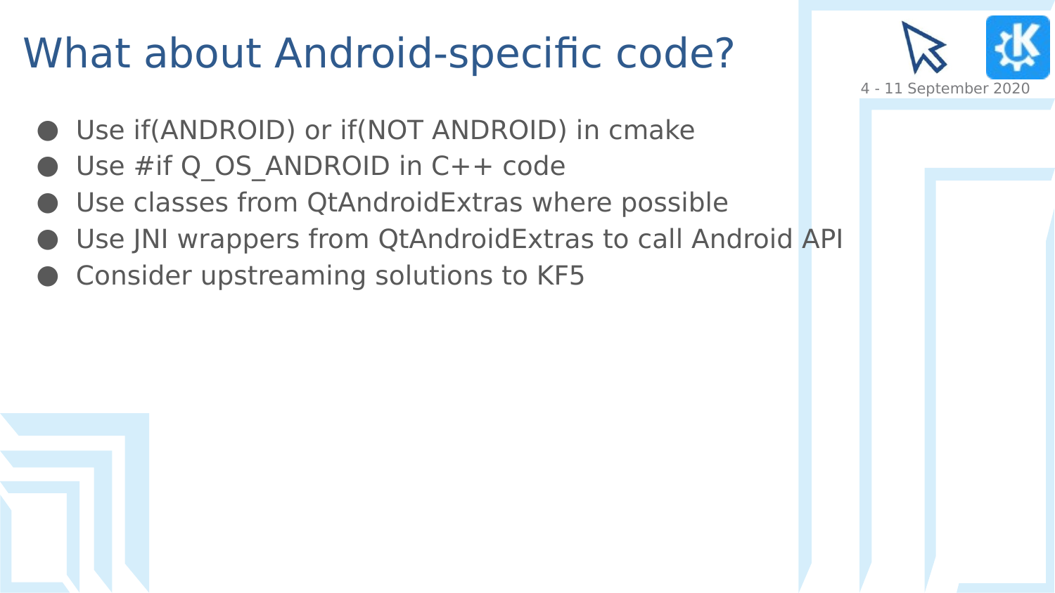# What about Android-specific code?

- Use if(ANDROID) or if(NOT ANDROID) in cmake
- Use #if Q_OS_ANDROID in C++ code
- Use classes from QtAndroidExtras where possible
- Use JNI wrappers from QtAndroidExtras to call Android API
- Consider upstreaming solutions to KF5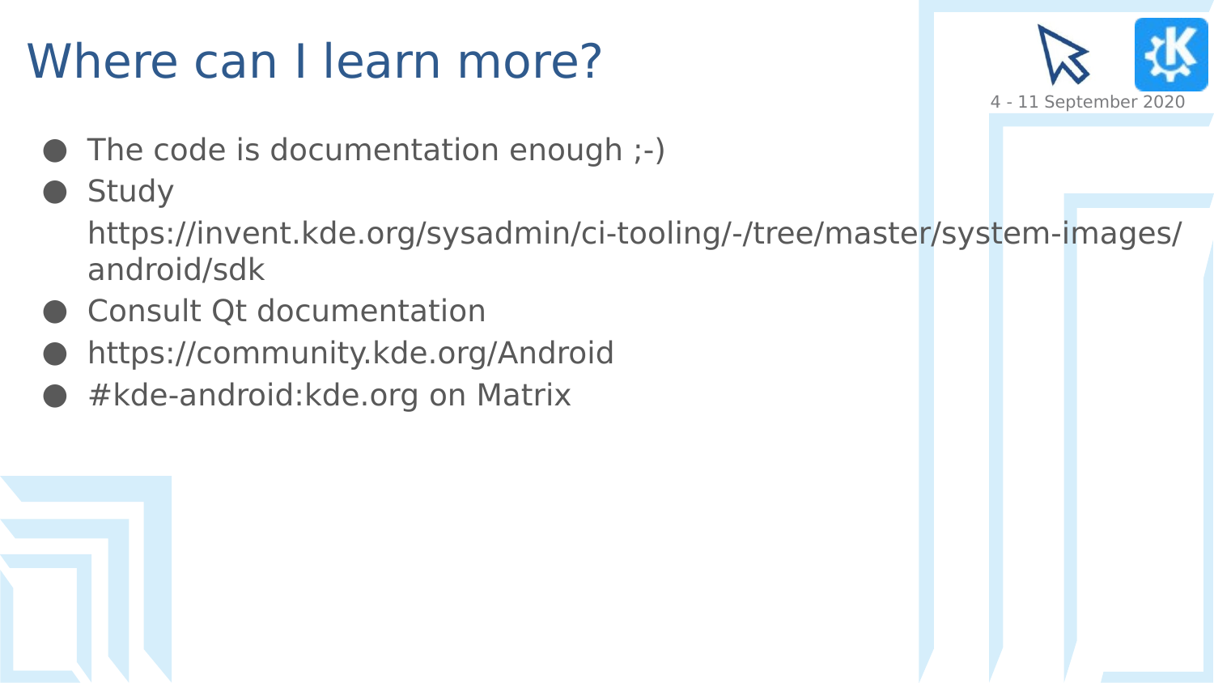# Where can I learn more?

- The code is documentation enough ;-)
- Study https://invent.kde.org/sysadmin/ci-tooling/-/tree/master/system-images/android/sdk
- Consult Qt documentation
- https://community.kde.org/Android
- #kde-android:kde.org on Matrix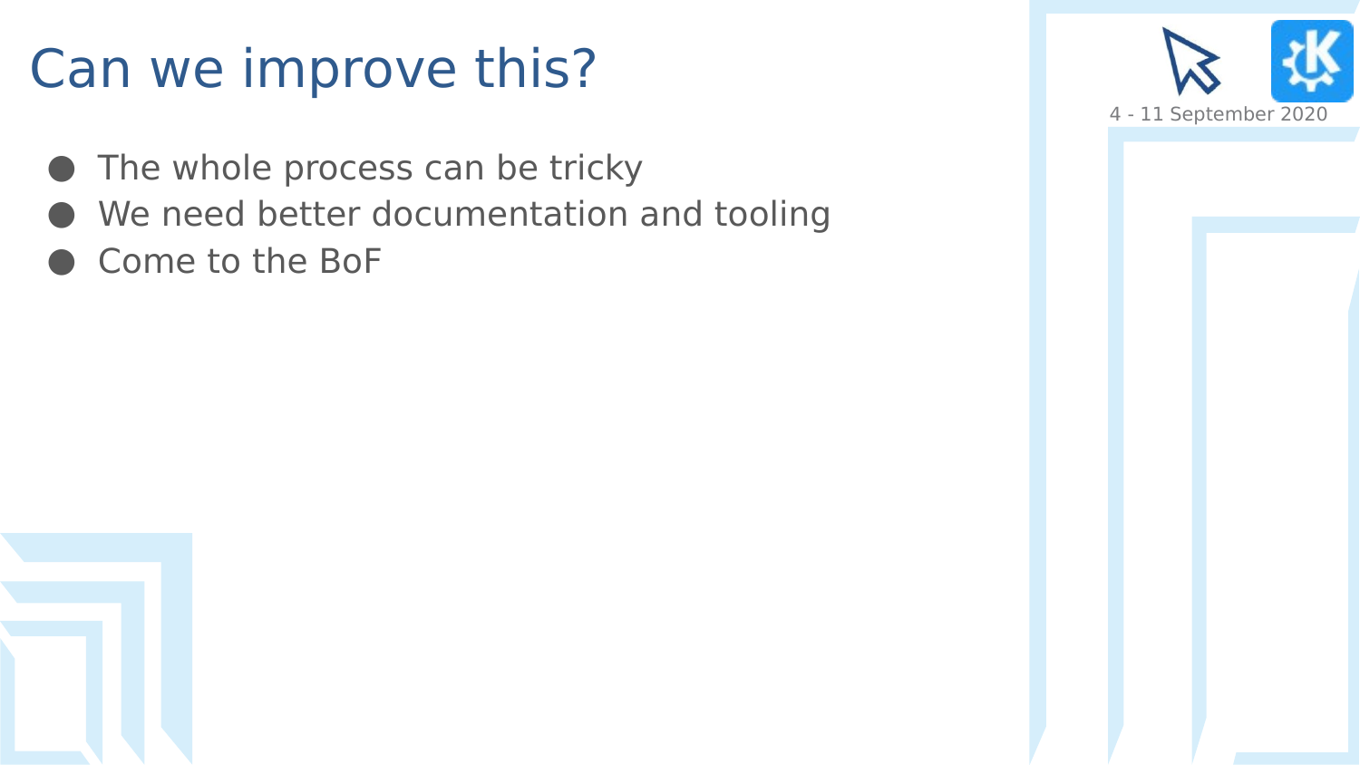# Can we improve this?

- The whole process can be tricky
- We need better documentation and tooling
- Come to the BoF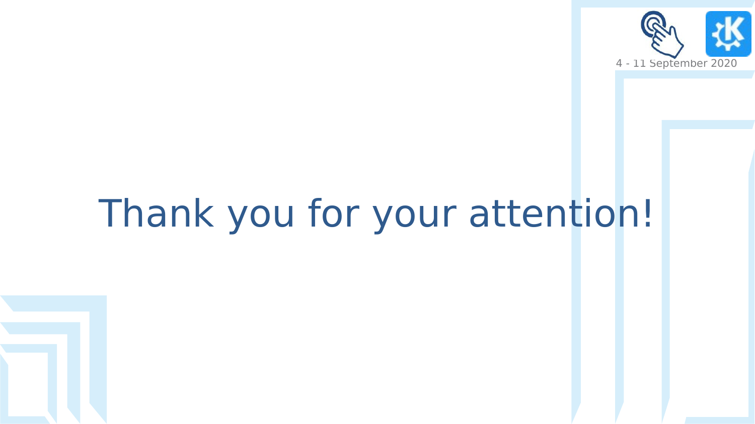4 - 11 September 2020

# Thank you for your attention!